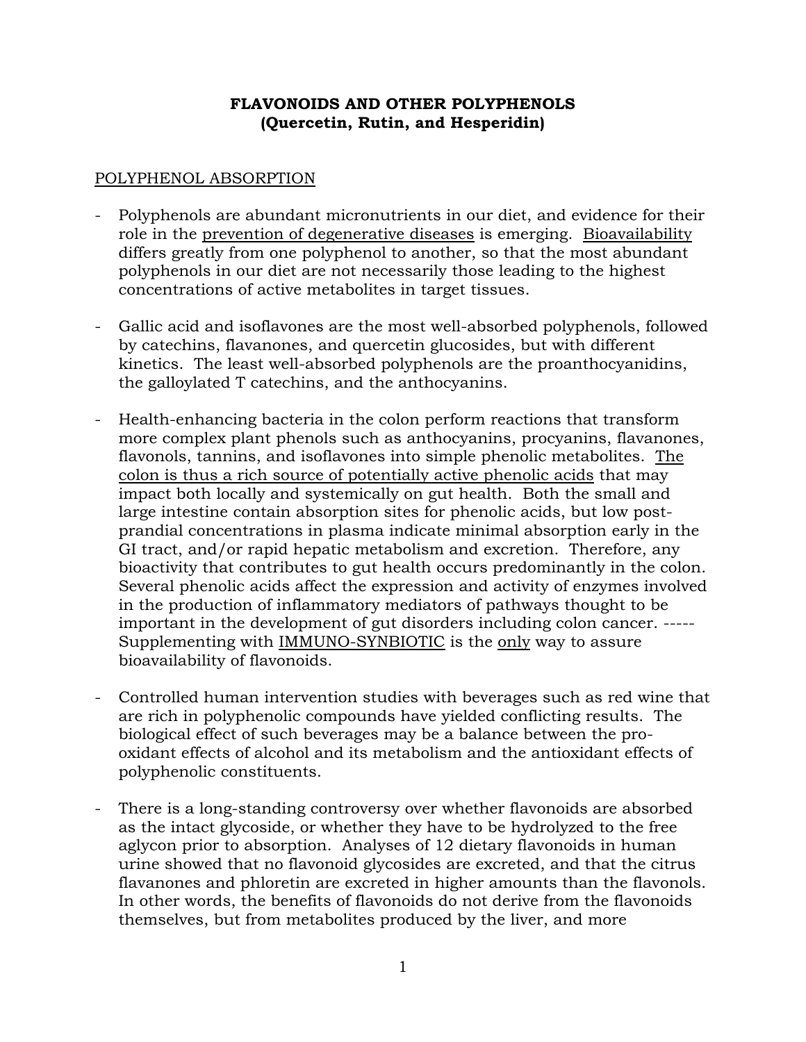**FLAVONOIDS AND OTHER POLYPHENOLS**
**(Quercetin, Rutin, and Hesperidin)**

<u>POLYPHENOL ABSORPTION</u>

- Polyphenols are abundant micronutrients in our diet, and evidence for their role in the <u>prevention of degenerative diseases</u> is emerging. <u>Bioavailability</u> differs greatly from one polyphenol to another, so that the most abundant polyphenols in our diet are not necessarily those leading to the highest concentrations of active metabolites in target tissues.

- Gallic acid and isoflavones are the most well-absorbed polyphenols, followed by catechins, flavanones, and quercetin glucosides, but with different kinetics. The least well-absorbed polyphenols are the proanthocyanidins, the galloylated T catechins, and the anthocyanins.

- Health-enhancing bacteria in the colon perform reactions that transform more complex plant phenols such as anthocyanins, procyanins, flavanones, flavonols, tannins, and isoflavones into simple phenolic metabolites. <u>The colon is thus a rich source of potentially active phenolic acids</u> that may impact both locally and systemically on gut health. Both the small and large intestine contain absorption sites for phenolic acids, but low post-prandial concentrations in plasma indicate minimal absorption early in the GI tract, and/or rapid hepatic metabolism and excretion. Therefore, any bioactivity that contributes to gut health occurs predominantly in the colon. Several phenolic acids affect the expression and activity of enzymes involved in the production of inflammatory mediators of pathways thought to be important in the development of gut disorders including colon cancer. ----- Supplementing with <u>IMMUNO-SYNBIOTIC</u> is the <u>only</u> way to assure bioavailability of flavonoids.

- Controlled human intervention studies with beverages such as red wine that are rich in polyphenolic compounds have yielded conflicting results. The biological effect of such beverages may be a balance between the pro-oxidant effects of alcohol and its metabolism and the antioxidant effects of polyphenolic constituents.

- There is a long-standing controversy over whether flavonoids are absorbed as the intact glycoside, or whether they have to be hydrolyzed to the free aglycon prior to absorption. Analyses of 12 dietary flavonoids in human urine showed that no flavonoid glycosides are excreted, and that the citrus flavanones and phloretin are excreted in higher amounts than the flavonols. In other words, the benefits of flavonoids do not derive from the flavonoids themselves, but from metabolites produced by the liver, and more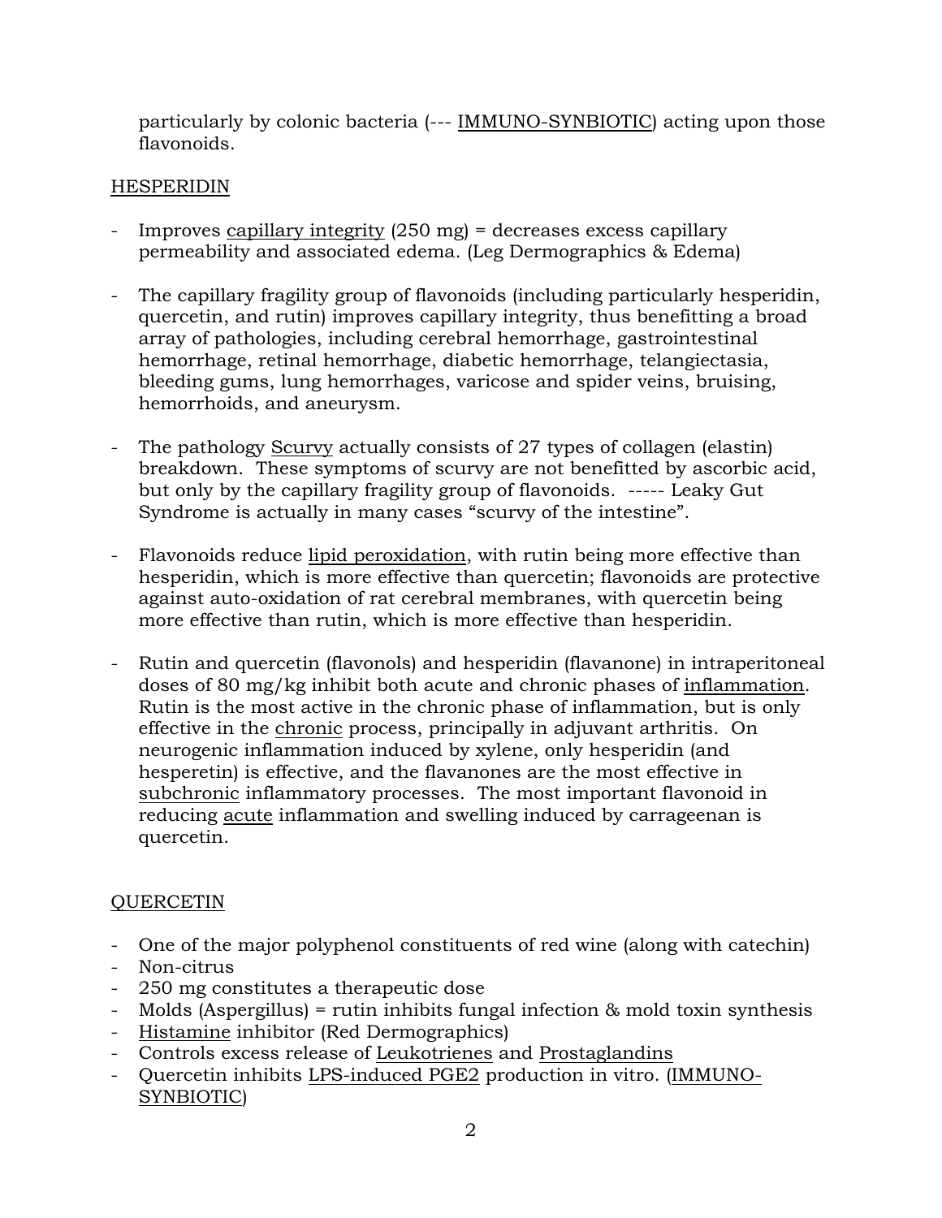particularly by colonic bacteria (--- <u>IMMUNO-SYNBIOTIC</u>) acting upon those flavonoids.

<u>HESPERIDIN</u>

- Improves <u>capillary integrity</u> (250 mg) = decreases excess capillary permeability and associated edema. (Leg Dermographics & Edema)

- The capillary fragility group of flavonoids (including particularly hesperidin, quercetin, and rutin) improves capillary integrity, thus benefitting a broad array of pathologies, including cerebral hemorrhage, gastrointestinal hemorrhage, retinal hemorrhage, diabetic hemorrhage, telangiectasia, bleeding gums, lung hemorrhages, varicose and spider veins, bruising, hemorrhoids, and aneurysm.

- The pathology <u>Scurvy</u> actually consists of 27 types of collagen (elastin) breakdown. These symptoms of scurvy are not benefitted by ascorbic acid, but only by the capillary fragility group of flavonoids. ----- Leaky Gut Syndrome is actually in many cases "scurvy of the intestine".

- Flavonoids reduce <u>lipid peroxidation</u>, with rutin being more effective than hesperidin, which is more effective than quercetin; flavonoids are protective against auto-oxidation of rat cerebral membranes, with quercetin being more effective than rutin, which is more effective than hesperidin.

- Rutin and quercetin (flavonols) and hesperidin (flavanone) in intraperitoneal doses of 80 mg/kg inhibit both acute and chronic phases of <u>inflammation</u>. Rutin is the most active in the chronic phase of inflammation, but is only effective in the <u>chronic</u> process, principally in adjuvant arthritis. On neurogenic inflammation induced by xylene, only hesperidin (and hesperetin) is effective, and the flavanones are the most effective in <u>subchronic</u> inflammatory processes. The most important flavonoid in reducing <u>acute</u> inflammation and swelling induced by carrageenan is quercetin.

<u>QUERCETIN</u>

- One of the major polyphenol constituents of red wine (along with catechin)
- Non-citrus
- 250 mg constitutes a therapeutic dose
- Molds (Aspergillus) = rutin inhibits fungal infection & mold toxin synthesis
- <u>Histamine</u> inhibitor (Red Dermographics)
- Controls excess release of <u>Leukotrienes</u> and <u>Prostaglandins</u>
- Quercetin inhibits <u>LPS-induced PGE2</u> production in vitro. (<u>IMMUNO-SYNBIOTIC</u>)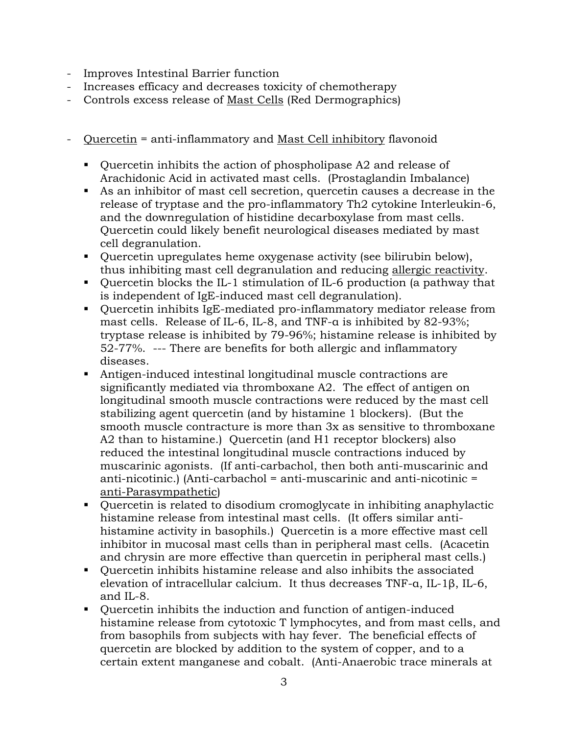- Improves Intestinal Barrier function
- Increases efficacy and decreases toxicity of chemotherapy
- Controls excess release of <u>Mast Cells</u> (Red Dermographics)

- <u>Quercetin</u> = anti-inflammatory and <u>Mast Cell inhibitory</u> flavonoid

  - Quercetin inhibits the action of phospholipase A2 and release of Arachidonic Acid in activated mast cells. (Prostaglandin Imbalance)
  - As an inhibitor of mast cell secretion, quercetin causes a decrease in the release of tryptase and the pro-inflammatory Th2 cytokine Interleukin-6, and the downregulation of histidine decarboxylase from mast cells. Quercetin could likely benefit neurological diseases mediated by mast cell degranulation.
  - Quercetin upregulates heme oxygenase activity (see bilirubin below), thus inhibiting mast cell degranulation and reducing <u>allergic reactivity</u>.
  - Quercetin blocks the IL-1 stimulation of IL-6 production (a pathway that is independent of IgE-induced mast cell degranulation).
  - Quercetin inhibits IgE-mediated pro-inflammatory mediator release from mast cells. Release of IL-6, IL-8, and TNF-α is inhibited by 82-93%; tryptase release is inhibited by 79-96%; histamine release is inhibited by 52-77%. --- There are benefits for both allergic and inflammatory diseases.
  - Antigen-induced intestinal longitudinal muscle contractions are significantly mediated via thromboxane A2. The effect of antigen on longitudinal smooth muscle contractions were reduced by the mast cell stabilizing agent quercetin (and by histamine 1 blockers). (But the smooth muscle contracture is more than 3x as sensitive to thromboxane A2 than to histamine.) Quercetin (and H1 receptor blockers) also reduced the intestinal longitudinal muscle contractions induced by muscarinic agonists. (If anti-carbachol, then both anti-muscarinic and anti-nicotinic.) (Anti-carbachol = anti-muscarinic and anti-nicotinic = <u>anti-Parasympathetic</u>)
  - Quercetin is related to disodium cromoglycate in inhibiting anaphylactic histamine release from intestinal mast cells. (It offers similar anti-histamine activity in basophils.) Quercetin is a more effective mast cell inhibitor in mucosal mast cells than in peripheral mast cells. (Acacetin and chrysin are more effective than quercetin in peripheral mast cells.)
  - Quercetin inhibits histamine release and also inhibits the associated elevation of intracellular calcium. It thus decreases TNF-α, IL-1β, IL-6, and IL-8.
  - Quercetin inhibits the induction and function of antigen-induced histamine release from cytotoxic T lymphocytes, and from mast cells, and from basophils from subjects with hay fever. The beneficial effects of quercetin are blocked by addition to the system of copper, and to a certain extent manganese and cobalt. (Anti-Anaerobic trace minerals at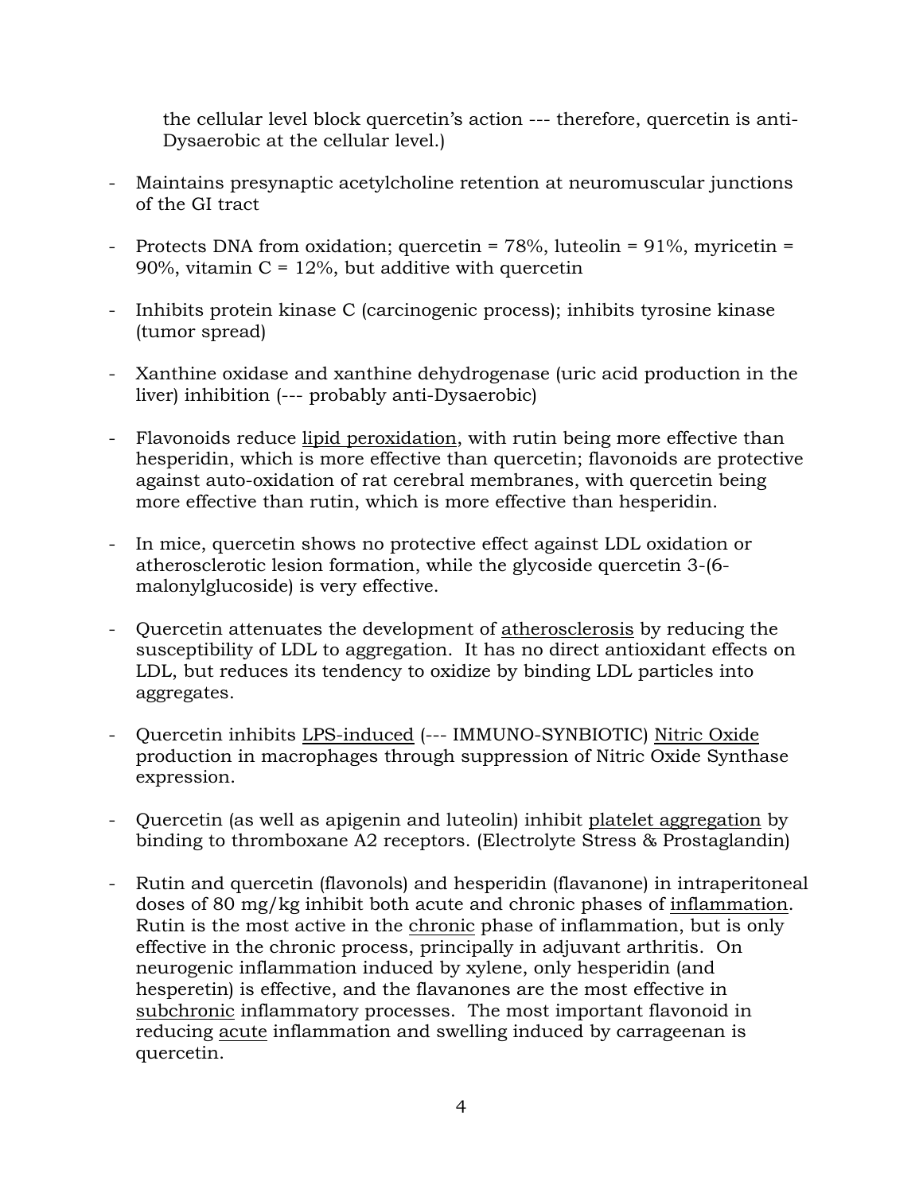the cellular level block quercetin's action --- therefore, quercetin is anti-Dysaerobic at the cellular level.)

- Maintains presynaptic acetylcholine retention at neuromuscular junctions of the GI tract

- Protects DNA from oxidation; quercetin = 78%, luteolin = 91%, myricetin = 90%, vitamin C = 12%, but additive with quercetin

- Inhibits protein kinase C (carcinogenic process); inhibits tyrosine kinase (tumor spread)

- Xanthine oxidase and xanthine dehydrogenase (uric acid production in the liver) inhibition (--- probably anti-Dysaerobic)

- Flavonoids reduce <u>lipid peroxidation</u>, with rutin being more effective than hesperidin, which is more effective than quercetin; flavonoids are protective against auto-oxidation of rat cerebral membranes, with quercetin being more effective than rutin, which is more effective than hesperidin.

- In mice, quercetin shows no protective effect against LDL oxidation or atherosclerotic lesion formation, while the glycoside quercetin 3-(6-malonylglucoside) is very effective.

- Quercetin attenuates the development of <u>atherosclerosis</u> by reducing the susceptibility of LDL to aggregation. It has no direct antioxidant effects on LDL, but reduces its tendency to oxidize by binding LDL particles into aggregates.

- Quercetin inhibits <u>LPS-induced</u> (--- IMMUNO-SYNBIOTIC) <u>Nitric Oxide</u> production in macrophages through suppression of Nitric Oxide Synthase expression.

- Quercetin (as well as apigenin and luteolin) inhibit <u>platelet aggregation</u> by binding to thromboxane A2 receptors. (Electrolyte Stress & Prostaglandin)

- Rutin and quercetin (flavonols) and hesperidin (flavanone) in intraperitoneal doses of 80 mg/kg inhibit both acute and chronic phases of <u>inflammation</u>. Rutin is the most active in the <u>chronic</u> phase of inflammation, but is only effective in the chronic process, principally in adjuvant arthritis. On neurogenic inflammation induced by xylene, only hesperidin (and hesperetin) is effective, and the flavanones are the most effective in <u>subchronic</u> inflammatory processes. The most important flavonoid in reducing <u>acute</u> inflammation and swelling induced by carrageenan is quercetin.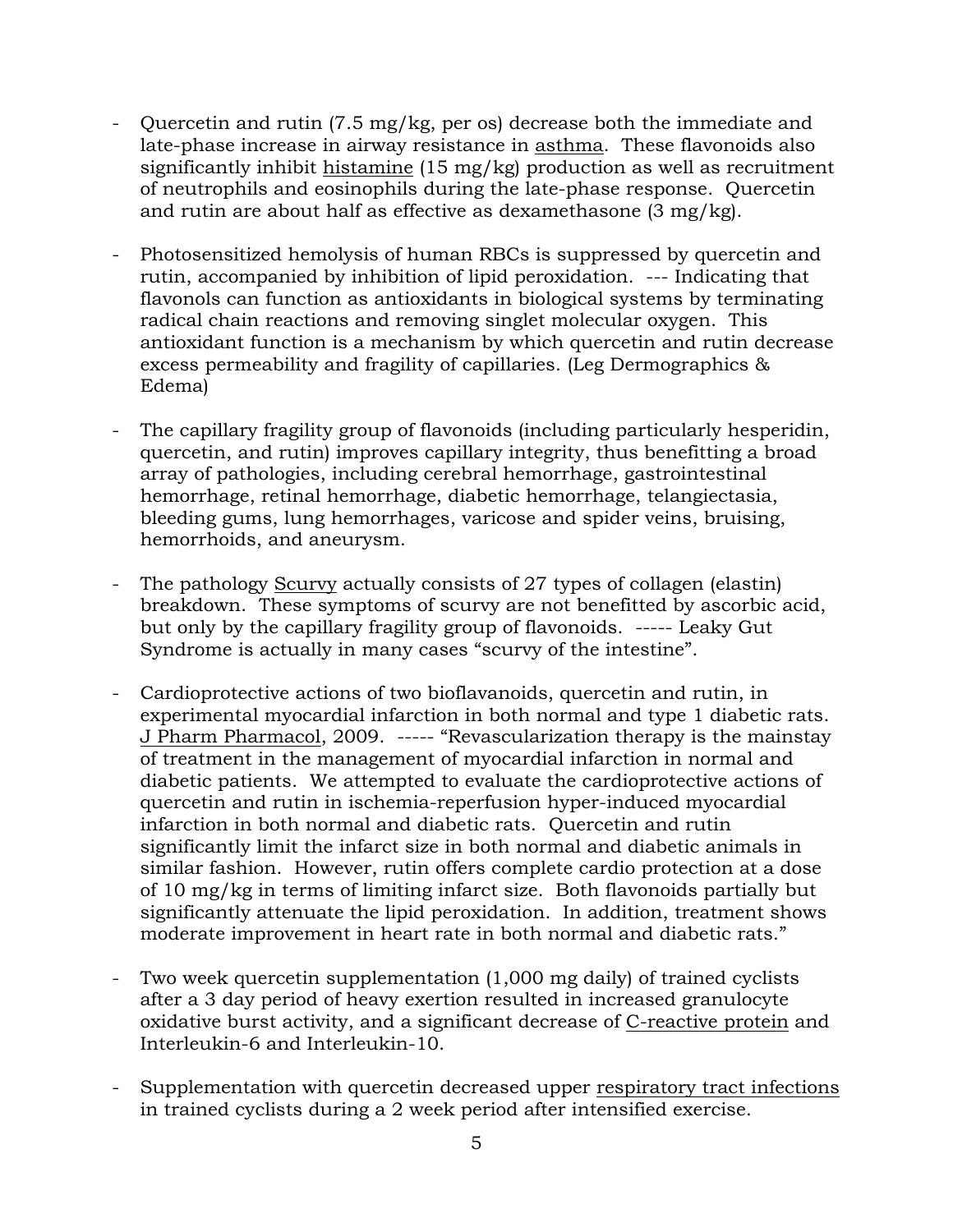- Quercetin and rutin (7.5 mg/kg, per os) decrease both the immediate and late-phase increase in airway resistance in asthma. These flavonoids also significantly inhibit histamine (15 mg/kg) production as well as recruitment of neutrophils and eosinophils during the late-phase response. Quercetin and rutin are about half as effective as dexamethasone (3 mg/kg).

- Photosensitized hemolysis of human RBCs is suppressed by quercetin and rutin, accompanied by inhibition of lipid peroxidation. --- Indicating that flavonols can function as antioxidants in biological systems by terminating radical chain reactions and removing singlet molecular oxygen. This antioxidant function is a mechanism by which quercetin and rutin decrease excess permeability and fragility of capillaries. (Leg Dermographics & Edema)

- The capillary fragility group of flavonoids (including particularly hesperidin, quercetin, and rutin) improves capillary integrity, thus benefitting a broad array of pathologies, including cerebral hemorrhage, gastrointestinal hemorrhage, retinal hemorrhage, diabetic hemorrhage, telangiectasia, bleeding gums, lung hemorrhages, varicose and spider veins, bruising, hemorrhoids, and aneurysm.

- The pathology Scurvy actually consists of 27 types of collagen (elastin) breakdown. These symptoms of scurvy are not benefitted by ascorbic acid, but only by the capillary fragility group of flavonoids. ----- Leaky Gut Syndrome is actually in many cases "scurvy of the intestine".

- Cardioprotective actions of two bioflavanoids, quercetin and rutin, in experimental myocardial infarction in both normal and type 1 diabetic rats. J Pharm Pharmacol, 2009. ----- "Revascularization therapy is the mainstay of treatment in the management of myocardial infarction in normal and diabetic patients. We attempted to evaluate the cardioprotective actions of quercetin and rutin in ischemia-reperfusion hyper-induced myocardial infarction in both normal and diabetic rats. Quercetin and rutin significantly limit the infarct size in both normal and diabetic animals in similar fashion. However, rutin offers complete cardio protection at a dose of 10 mg/kg in terms of limiting infarct size. Both flavonoids partially but significantly attenuate the lipid peroxidation. In addition, treatment shows moderate improvement in heart rate in both normal and diabetic rats."

- Two week quercetin supplementation (1,000 mg daily) of trained cyclists after a 3 day period of heavy exertion resulted in increased granulocyte oxidative burst activity, and a significant decrease of C-reactive protein and Interleukin-6 and Interleukin-10.

- Supplementation with quercetin decreased upper respiratory tract infections in trained cyclists during a 2 week period after intensified exercise.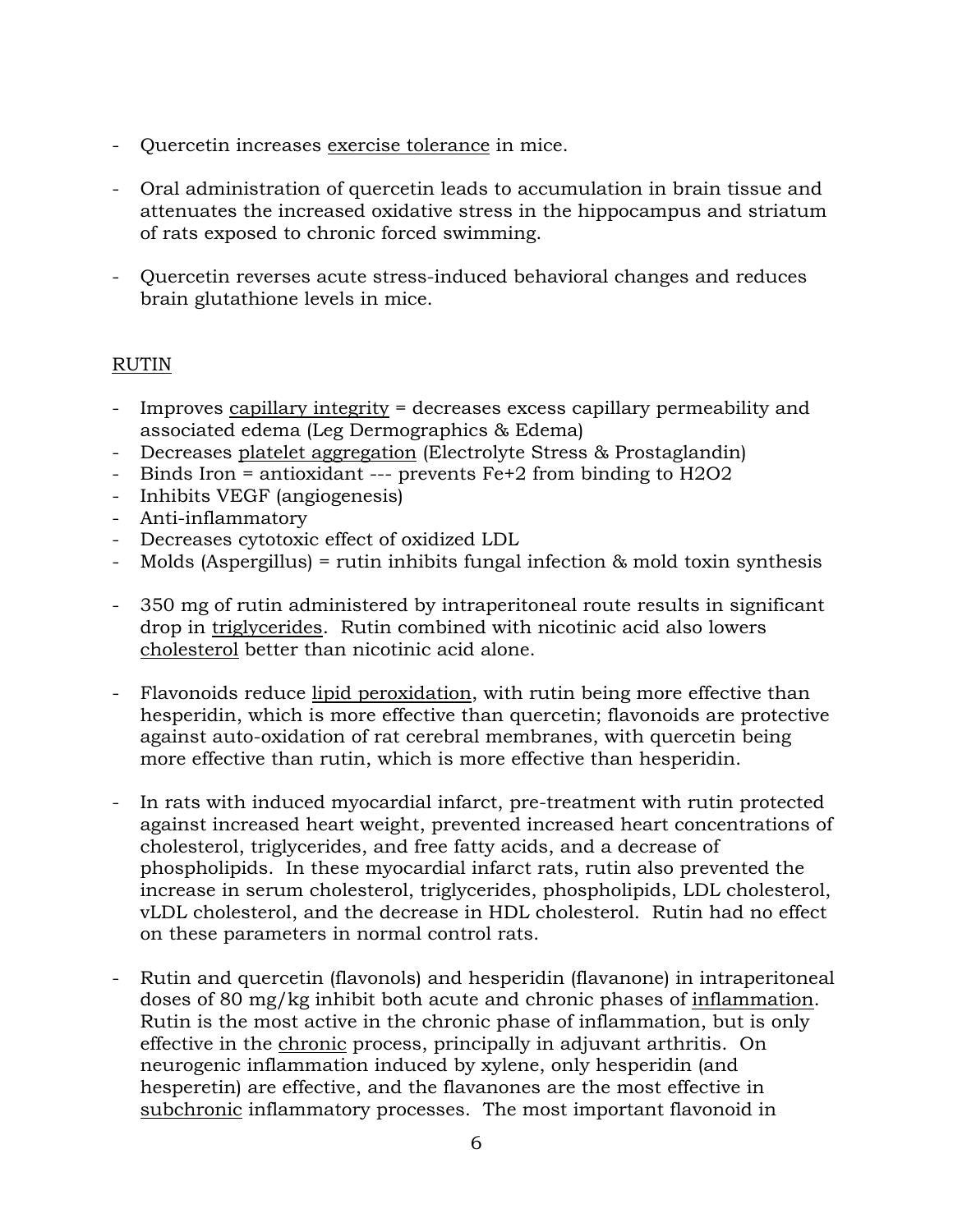- Quercetin increases <u>exercise tolerance</u> in mice.

- Oral administration of quercetin leads to accumulation in brain tissue and attenuates the increased oxidative stress in the hippocampus and striatum of rats exposed to chronic forced swimming.

- Quercetin reverses acute stress-induced behavioral changes and reduces brain glutathione levels in mice.

<u>RUTIN</u>

- Improves <u>capillary integrity</u> = decreases excess capillary permeability and associated edema (Leg Dermographics & Edema)
- Decreases <u>platelet aggregation</u> (Electrolyte Stress & Prostaglandin)
- Binds Iron = antioxidant --- prevents $Fe^{+2}$ from binding to $H_2O_2$
- Inhibits VEGF (angiogenesis)
- Anti-inflammatory
- Decreases cytotoxic effect of oxidized LDL
- Molds (Aspergillus) = rutin inhibits fungal infection & mold toxin synthesis

- 350 mg of rutin administered by intraperitoneal route results in significant drop in <u>triglycerides</u>. Rutin combined with nicotinic acid also lowers <u>cholesterol</u> better than nicotinic acid alone.

- Flavonoids reduce <u>lipid peroxidation</u>, with rutin being more effective than hesperidin, which is more effective than quercetin; flavonoids are protective against auto-oxidation of rat cerebral membranes, with quercetin being more effective than rutin, which is more effective than hesperidin.

- In rats with induced myocardial infarct, pre-treatment with rutin protected against increased heart weight, prevented increased heart concentrations of cholesterol, triglycerides, and free fatty acids, and a decrease of phospholipids. In these myocardial infarct rats, rutin also prevented the increase in serum cholesterol, triglycerides, phospholipids, LDL cholesterol, vLDL cholesterol, and the decrease in HDL cholesterol. Rutin had no effect on these parameters in normal control rats.

- Rutin and quercetin (flavonols) and hesperidin (flavanone) in intraperitoneal doses of 80 mg/kg inhibit both acute and chronic phases of <u>inflammation</u>. Rutin is the most active in the chronic phase of inflammation, but is only effective in the <u>chronic</u> process, principally in adjuvant arthritis. On neurogenic inflammation induced by xylene, only hesperidin (and hesperetin) are effective, and the flavanones are the most effective in <u>subchronic</u> inflammatory processes. The most important flavonoid in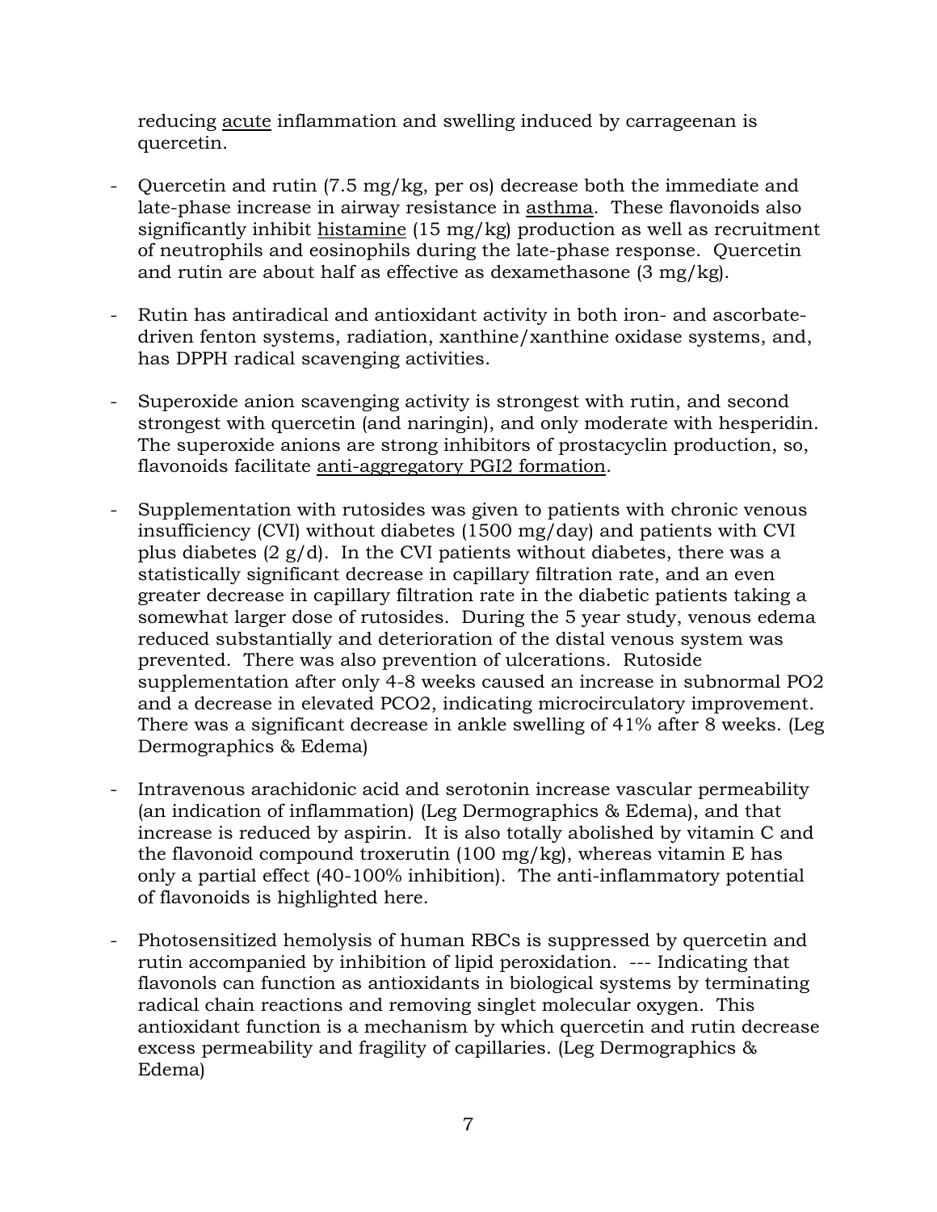reducing <u>acute</u> inflammation and swelling induced by carrageenan is quercetin.

- Quercetin and rutin (7.5 mg/kg, per os) decrease both the immediate and late-phase increase in airway resistance in <u>asthma</u>. These flavonoids also significantly inhibit <u>histamine</u> (15 mg/kg) production as well as recruitment of neutrophils and eosinophils during the late-phase response. Quercetin and rutin are about half as effective as dexamethasone (3 mg/kg).

- Rutin has antiradical and antioxidant activity in both iron- and ascorbate-driven fenton systems, radiation, xanthine/xanthine oxidase systems, and, has DPPH radical scavenging activities.

- Superoxide anion scavenging activity is strongest with rutin, and second strongest with quercetin (and naringin), and only moderate with hesperidin. The superoxide anions are strong inhibitors of prostacyclin production, so, flavonoids facilitate <u>anti-aggregatory PGI2 formation</u>.

- Supplementation with rutosides was given to patients with chronic venous insufficiency (CVI) without diabetes (1500 mg/day) and patients with CVI plus diabetes (2 g/d). In the CVI patients without diabetes, there was a statistically significant decrease in capillary filtration rate, and an even greater decrease in capillary filtration rate in the diabetic patients taking a somewhat larger dose of rutosides. During the 5 year study, venous edema reduced substantially and deterioration of the distal venous system was prevented. There was also prevention of ulcerations. Rutoside supplementation after only 4-8 weeks caused an increase in subnormal $PO_2$ and a decrease in elevated $PCO_2$, indicating microcirculatory improvement. There was a significant decrease in ankle swelling of 41% after 8 weeks. (Leg Dermographics & Edema)

- Intravenous arachidonic acid and serotonin increase vascular permeability (an indication of inflammation) (Leg Dermographics & Edema), and that increase is reduced by aspirin. It is also totally abolished by vitamin C and the flavonoid compound troxerutin (100 mg/kg), whereas vitamin E has only a partial effect (40-100% inhibition). The anti-inflammatory potential of flavonoids is highlighted here.

- Photosensitized hemolysis of human RBCs is suppressed by quercetin and rutin accompanied by inhibition of lipid peroxidation. --- Indicating that flavonols can function as antioxidants in biological systems by terminating radical chain reactions and removing singlet molecular oxygen. This antioxidant function is a mechanism by which quercetin and rutin decrease excess permeability and fragility of capillaries. (Leg Dermographics & Edema)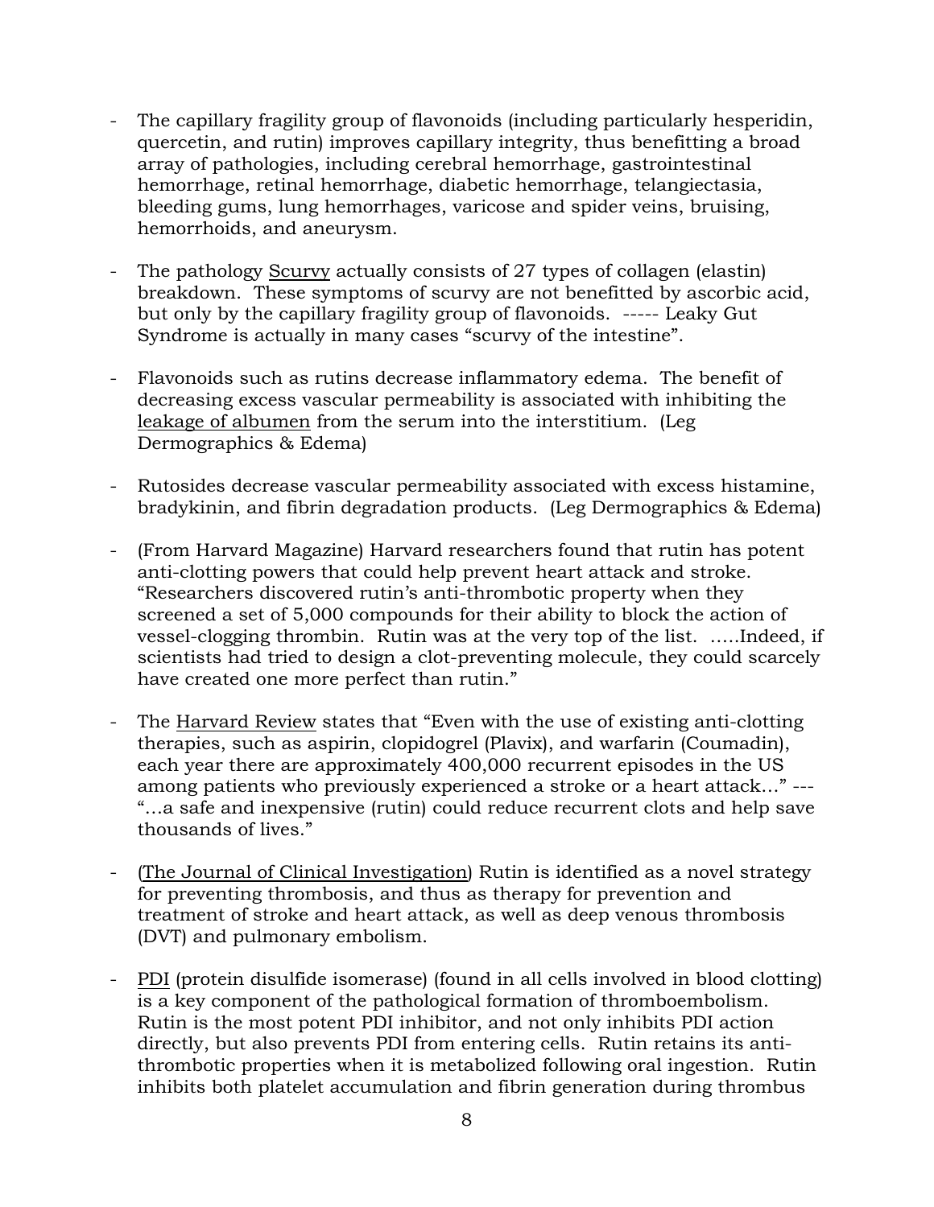- The capillary fragility group of flavonoids (including particularly hesperidin, quercetin, and rutin) improves capillary integrity, thus benefitting a broad array of pathologies, including cerebral hemorrhage, gastrointestinal hemorrhage, retinal hemorrhage, diabetic hemorrhage, telangiectasia, bleeding gums, lung hemorrhages, varicose and spider veins, bruising, hemorrhoids, and aneurysm.

- The pathology <u>Scurvy</u> actually consists of 27 types of collagen (elastin) breakdown. These symptoms of scurvy are not benefitted by ascorbic acid, but only by the capillary fragility group of flavonoids. ----- Leaky Gut Syndrome is actually in many cases "scurvy of the intestine".

- Flavonoids such as rutins decrease inflammatory edema. The benefit of decreasing excess vascular permeability is associated with inhibiting the <u>leakage of albumen</u> from the serum into the interstitium. (Leg Dermographics & Edema)

- Rutosides decrease vascular permeability associated with excess histamine, bradykinin, and fibrin degradation products. (Leg Dermographics & Edema)

- (From Harvard Magazine) Harvard researchers found that rutin has potent anti-clotting powers that could help prevent heart attack and stroke. "Researchers discovered rutin's anti-thrombotic property when they screened a set of 5,000 compounds for their ability to block the action of vessel-clogging thrombin. Rutin was at the very top of the list. …..Indeed, if scientists had tried to design a clot-preventing molecule, they could scarcely have created one more perfect than rutin."

- The <u>Harvard Review</u> states that "Even with the use of existing anti-clotting therapies, such as aspirin, clopidogrel (Plavix), and warfarin (Coumadin), each year there are approximately 400,000 recurrent episodes in the US among patients who previously experienced a stroke or a heart attack…" --- "…a safe and inexpensive (rutin) could reduce recurrent clots and help save thousands of lives."

- (<u>The Journal of Clinical Investigation</u>) Rutin is identified as a novel strategy for preventing thrombosis, and thus as therapy for prevention and treatment of stroke and heart attack, as well as deep venous thrombosis (DVT) and pulmonary embolism.

- <u>PDI</u> (protein disulfide isomerase) (found in all cells involved in blood clotting) is a key component of the pathological formation of thromboembolism. Rutin is the most potent PDI inhibitor, and not only inhibits PDI action directly, but also prevents PDI from entering cells. Rutin retains its anti-thrombotic properties when it is metabolized following oral ingestion. Rutin inhibits both platelet accumulation and fibrin generation during thrombus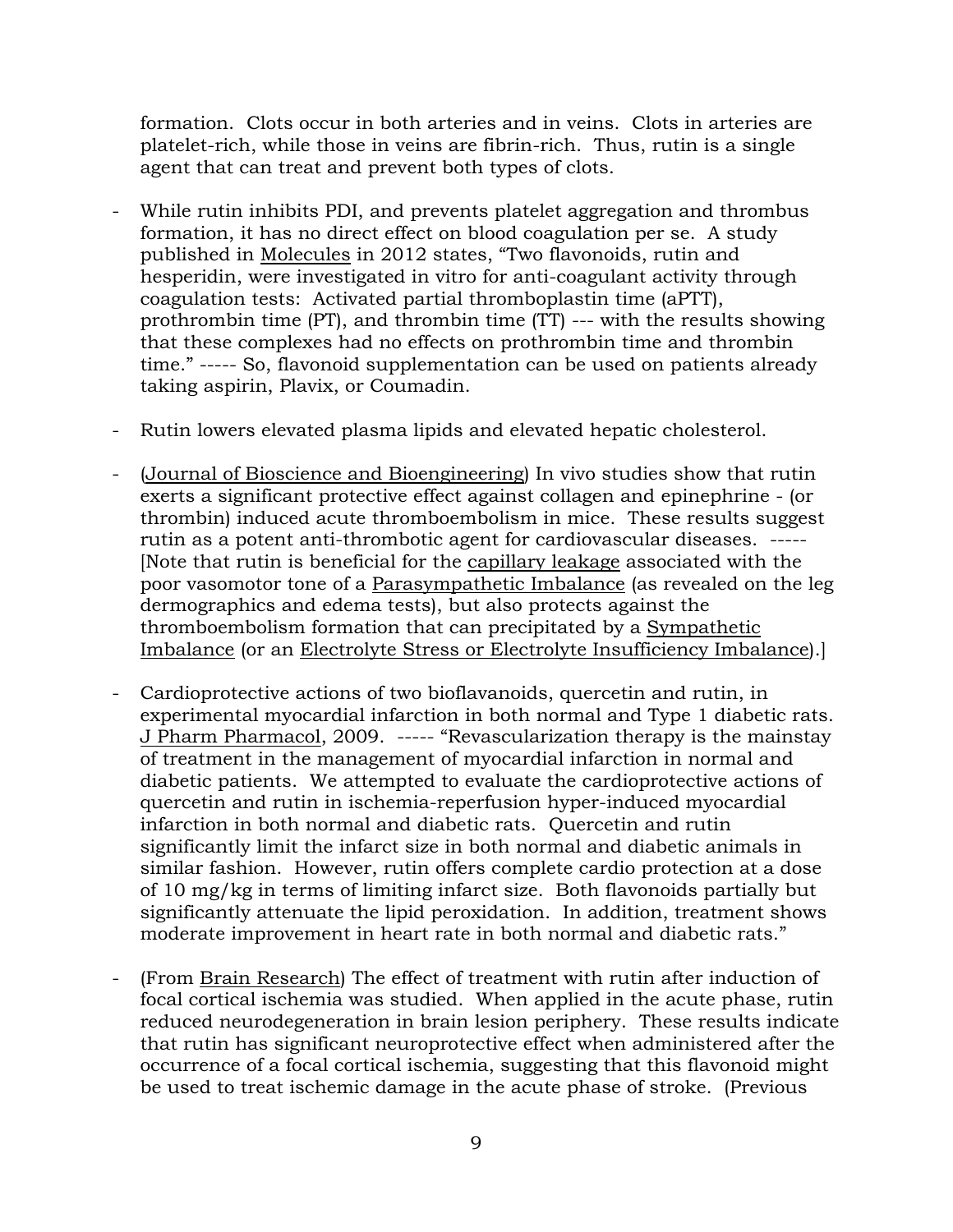formation. Clots occur in both arteries and in veins. Clots in arteries are platelet-rich, while those in veins are fibrin-rich. Thus, rutin is a single agent that can treat and prevent both types of clots.

- While rutin inhibits PDI, and prevents platelet aggregation and thrombus formation, it has no direct effect on blood coagulation per se. A study published in Molecules in 2012 states, "Two flavonoids, rutin and hesperidin, were investigated in vitro for anti-coagulant activity through coagulation tests: Activated partial thromboplastin time (aPTT), prothrombin time (PT), and thrombin time (TT) --- with the results showing that these complexes had no effects on prothrombin time and thrombin time." ----- So, flavonoid supplementation can be used on patients already taking aspirin, Plavix, or Coumadin.

- Rutin lowers elevated plasma lipids and elevated hepatic cholesterol.

- (Journal of Bioscience and Bioengineering) In vivo studies show that rutin exerts a significant protective effect against collagen and epinephrine - (or thrombin) induced acute thromboembolism in mice. These results suggest rutin as a potent anti-thrombotic agent for cardiovascular diseases. ----- [Note that rutin is beneficial for the capillary leakage associated with the poor vasomotor tone of a Parasympathetic Imbalance (as revealed on the leg dermographics and edema tests), but also protects against the thromboembolism formation that can precipitated by a Sympathetic Imbalance (or an Electrolyte Stress or Electrolyte Insufficiency Imbalance).]

- Cardioprotective actions of two bioflavanoids, quercetin and rutin, in experimental myocardial infarction in both normal and Type 1 diabetic rats. J Pharm Pharmacol, 2009. ----- "Revascularization therapy is the mainstay of treatment in the management of myocardial infarction in normal and diabetic patients. We attempted to evaluate the cardioprotective actions of quercetin and rutin in ischemia-reperfusion hyper-induced myocardial infarction in both normal and diabetic rats. Quercetin and rutin significantly limit the infarct size in both normal and diabetic animals in similar fashion. However, rutin offers complete cardio protection at a dose of 10 mg/kg in terms of limiting infarct size. Both flavonoids partially but significantly attenuate the lipid peroxidation. In addition, treatment shows moderate improvement in heart rate in both normal and diabetic rats."

- (From Brain Research) The effect of treatment with rutin after induction of focal cortical ischemia was studied. When applied in the acute phase, rutin reduced neurodegeneration in brain lesion periphery. These results indicate that rutin has significant neuroprotective effect when administered after the occurrence of a focal cortical ischemia, suggesting that this flavonoid might be used to treat ischemic damage in the acute phase of stroke. (Previous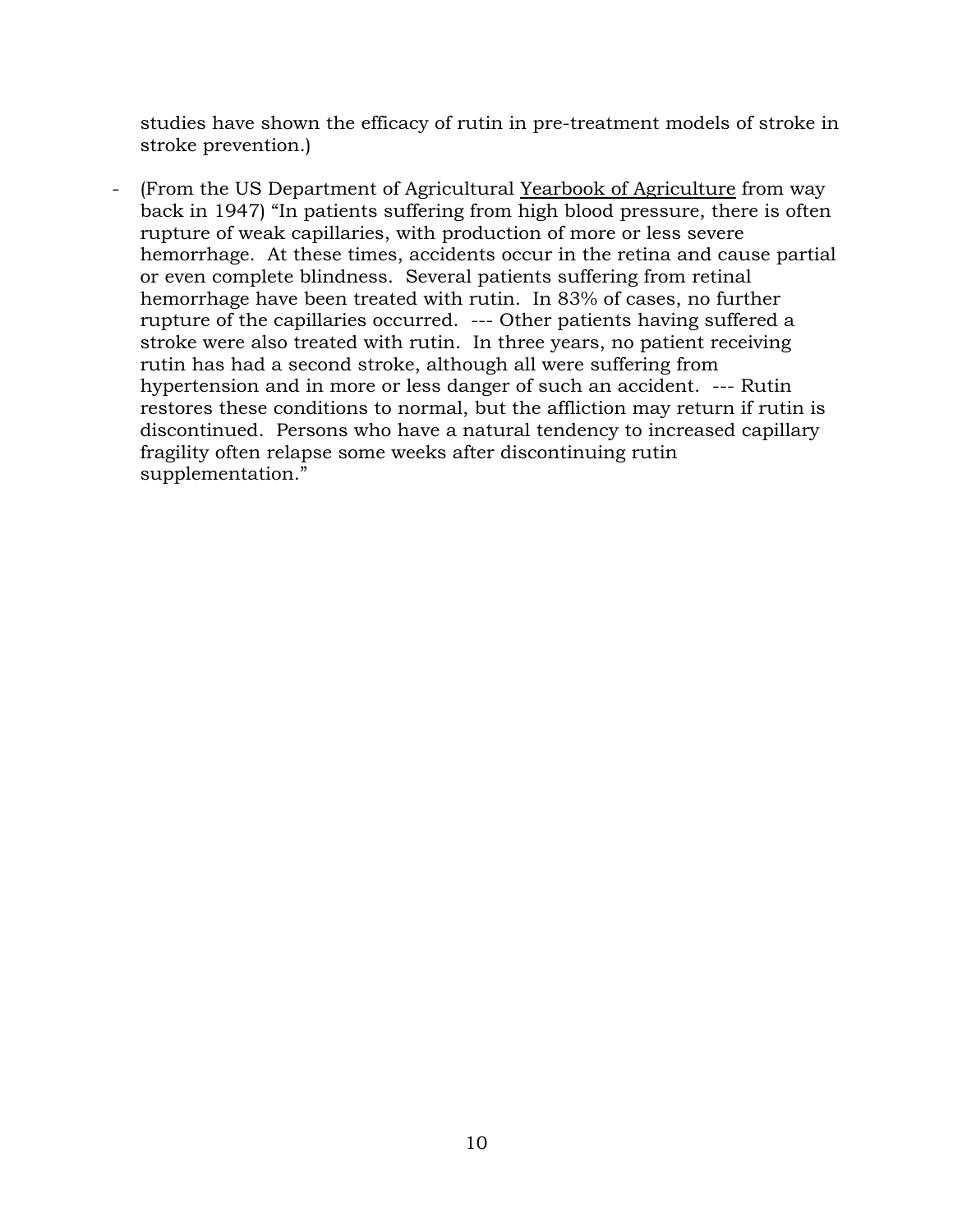studies have shown the efficacy of rutin in pre-treatment models of stroke in stroke prevention.)

- (From the US Department of Agricultural Yearbook of Agriculture from way back in 1947) "In patients suffering from high blood pressure, there is often rupture of weak capillaries, with production of more or less severe hemorrhage. At these times, accidents occur in the retina and cause partial or even complete blindness. Several patients suffering from retinal hemorrhage have been treated with rutin. In 83% of cases, no further rupture of the capillaries occurred. --- Other patients having suffered a stroke were also treated with rutin. In three years, no patient receiving rutin has had a second stroke, although all were suffering from hypertension and in more or less danger of such an accident. --- Rutin restores these conditions to normal, but the affliction may return if rutin is discontinued. Persons who have a natural tendency to increased capillary fragility often relapse some weeks after discontinuing rutin supplementation."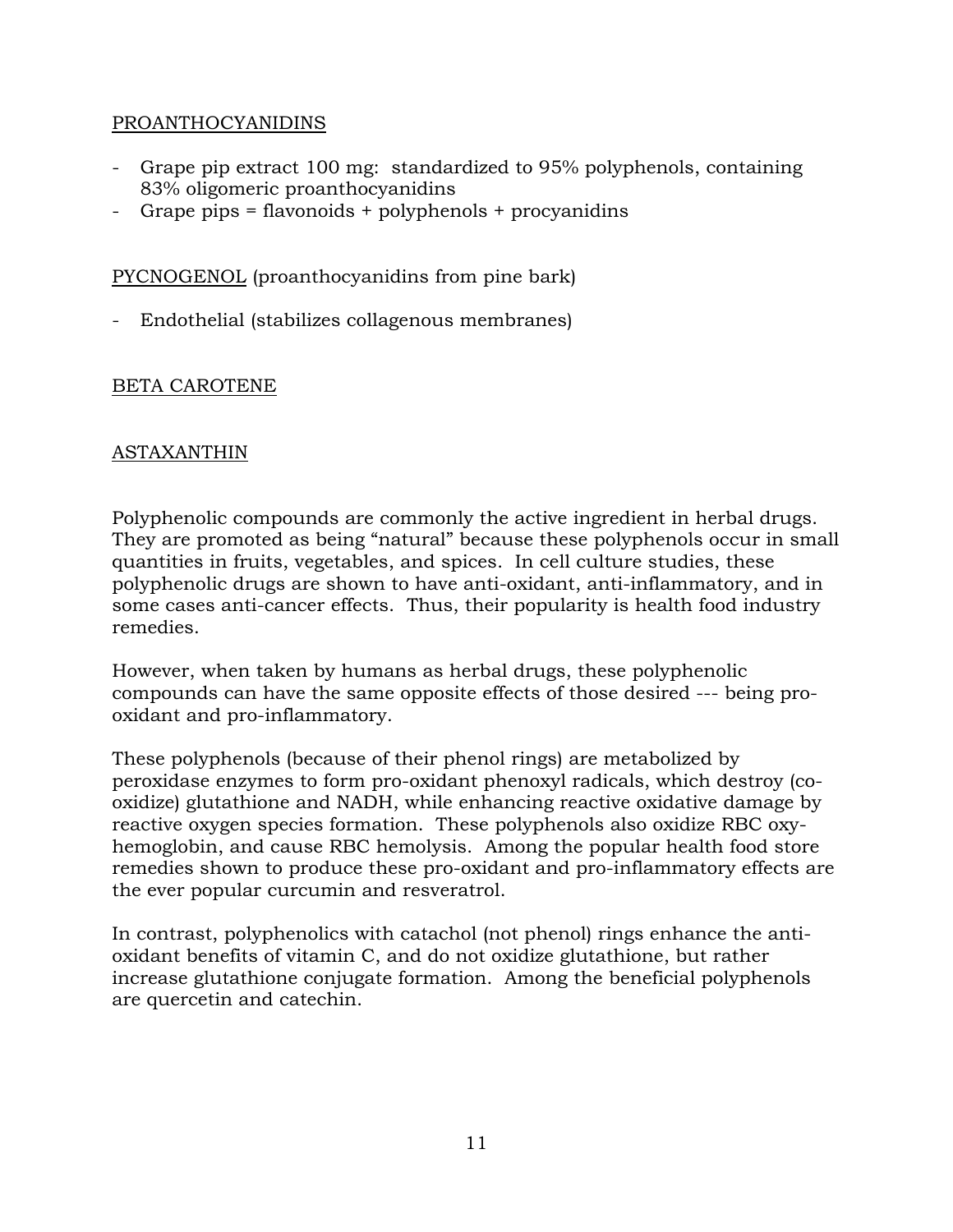PROANTHOCYANIDINS

- Grape pip extract 100 mg: standardized to 95% polyphenols, containing 83% oligomeric proanthocyanidins
- Grape pips = flavonoids + polyphenols + procyanidins

PYCNOGENOL (proanthocyanidins from pine bark)

- Endothelial (stabilizes collagenous membranes)

BETA CAROTENE

ASTAXANTHIN

Polyphenolic compounds are commonly the active ingredient in herbal drugs. They are promoted as being "natural" because these polyphenols occur in small quantities in fruits, vegetables, and spices. In cell culture studies, these polyphenolic drugs are shown to have anti-oxidant, anti-inflammatory, and in some cases anti-cancer effects. Thus, their popularity is health food industry remedies.

However, when taken by humans as herbal drugs, these polyphenolic compounds can have the same opposite effects of those desired --- being pro-oxidant and pro-inflammatory.

These polyphenols (because of their phenol rings) are metabolized by peroxidase enzymes to form pro-oxidant phenoxyl radicals, which destroy (co-oxidize) glutathione and NADH, while enhancing reactive oxidative damage by reactive oxygen species formation. These polyphenols also oxidize RBC oxy-hemoglobin, and cause RBC hemolysis. Among the popular health food store remedies shown to produce these pro-oxidant and pro-inflammatory effects are the ever popular curcumin and resveratrol.

In contrast, polyphenolics with catachol (not phenol) rings enhance the anti-oxidant benefits of vitamin C, and do not oxidize glutathione, but rather increase glutathione conjugate formation. Among the beneficial polyphenols are quercetin and catechin.